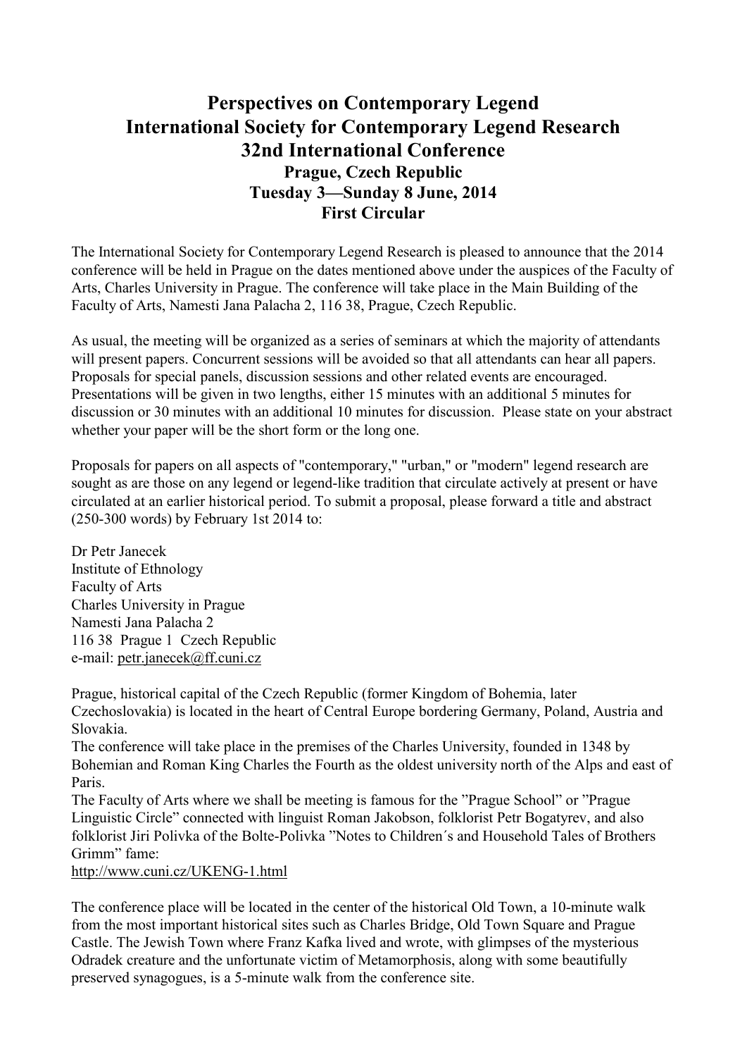# Perspectives on Contemporary Legend
# International Society for Contemporary Legend Research
# 32nd International Conference
## Prague, Czech Republic
## Tuesday 3—Sunday 8 June, 2014
## First Circular

The International Society for Contemporary Legend Research is pleased to announce that the 2014 conference will be held in Prague on the dates mentioned above under the auspices of the Faculty of Arts, Charles University in Prague. The conference will take place in the Main Building of the Faculty of Arts, Namesti Jana Palacha 2, 116 38, Prague, Czech Republic.

As usual, the meeting will be organized as a series of seminars at which the majority of attendants will present papers. Concurrent sessions will be avoided so that all attendants can hear all papers. Proposals for special panels, discussion sessions and other related events are encouraged. Presentations will be given in two lengths, either 15 minutes with an additional 5 minutes for discussion or 30 minutes with an additional 10 minutes for discussion. Please state on your abstract whether your paper will be the short form or the long one.

Proposals for papers on all aspects of "contemporary," "urban," or "modern" legend research are sought as are those on any legend or legend-like tradition that circulate actively at present or have circulated at an earlier historical period. To submit a proposal, please forward a title and abstract (250-300 words) by February 1st 2014 to:

Dr Petr Janecek
Institute of Ethnology
Faculty of Arts
Charles University in Prague
Namesti Jana Palacha 2
116 38 Prague 1 Czech Republic
e-mail: petr.janecek@ff.cuni.cz

Prague, historical capital of the Czech Republic (former Kingdom of Bohemia, later Czechoslovakia) is located in the heart of Central Europe bordering Germany, Poland, Austria and Slovakia.
The conference will take place in the premises of the Charles University, founded in 1348 by Bohemian and Roman King Charles the Fourth as the oldest university north of the Alps and east of Paris.
The Faculty of Arts where we shall be meeting is famous for the "Prague School" or "Prague Linguistic Circle" connected with linguist Roman Jakobson, folklorist Petr Bogatyrev, and also folklorist Jiri Polivka of the Bolte-Polivka "Notes to Children´s and Household Tales of Brothers Grimm" fame:
http://www.cuni.cz/UKENG-1.html

The conference place will be located in the center of the historical Old Town, a 10-minute walk from the most important historical sites such as Charles Bridge, Old Town Square and Prague Castle. The Jewish Town where Franz Kafka lived and wrote, with glimpses of the mysterious Odradek creature and the unfortunate victim of Metamorphosis, along with some beautifully preserved synagogues, is a 5-minute walk from the conference site.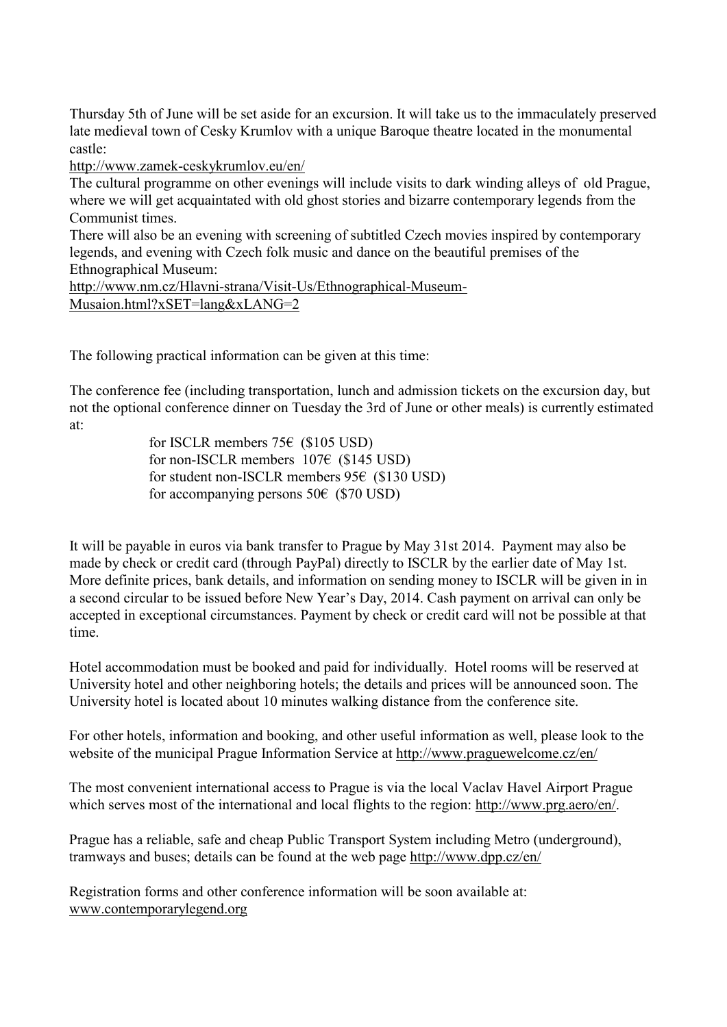Thursday 5th of June will be set aside for an excursion. It will take us to the immaculately preserved late medieval town of Cesky Krumlov with a unique Baroque theatre located in the monumental castle:
http://www.zamek-ceskykrumlov.eu/en/
The cultural programme on other evenings will include visits to dark winding alleys of old Prague, where we will get acquaintated with old ghost stories and bizarre contemporary legends from the Communist times.
There will also be an evening with screening of subtitled Czech movies inspired by contemporary legends, and evening with Czech folk music and dance on the beautiful premises of the Ethnographical Museum:
http://www.nm.cz/Hlavni-strana/Visit-Us/Ethnographical-Museum-Musaion.html?xSET=lang&xLANG=2

The following practical information can be given at this time:

The conference fee (including transportation, lunch and admission tickets on the excursion day, but not the optional conference dinner on Tuesday the 3rd of June or other meals) is currently estimated at:

for ISCLR members 75€ ($105 USD)
for non-ISCLR members 107€ ($145 USD)
for student non-ISCLR members 95€ ($130 USD)
for accompanying persons 50€ ($70 USD)

It will be payable in euros via bank transfer to Prague by May 31st 2014. Payment may also be made by check or credit card (through PayPal) directly to ISCLR by the earlier date of May 1st. More definite prices, bank details, and information on sending money to ISCLR will be given in in a second circular to be issued before New Year's Day, 2014. Cash payment on arrival can only be accepted in exceptional circumstances. Payment by check or credit card will not be possible at that time.

Hotel accommodation must be booked and paid for individually. Hotel rooms will be reserved at University hotel and other neighboring hotels; the details and prices will be announced soon. The University hotel is located about 10 minutes walking distance from the conference site.

For other hotels, information and booking, and other useful information as well, please look to the website of the municipal Prague Information Service at http://www.praguewelcome.cz/en/

The most convenient international access to Prague is via the local Vaclav Havel Airport Prague which serves most of the international and local flights to the region: http://www.prg.aero/en/.

Prague has a reliable, safe and cheap Public Transport System including Metro (underground), tramways and buses; details can be found at the web page http://www.dpp.cz/en/

Registration forms and other conference information will be soon available at:
www.contemporarylegend.org